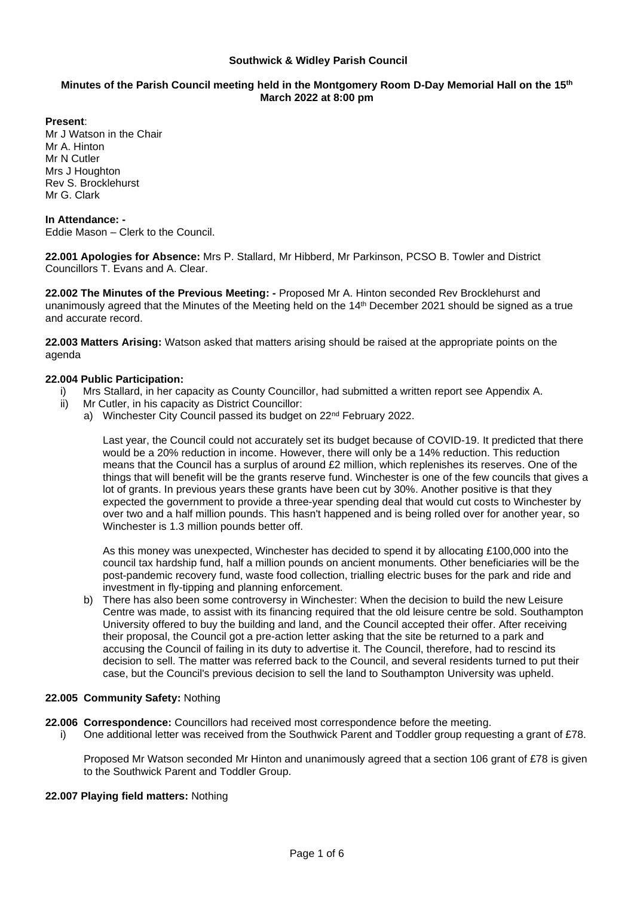**Southwick & Widley Parish Council**

**Minutes of the Parish Council meeting held in the Montgomery Room D-Day Memorial Hall on the 15th March 2022 at 8:00 pm**

**Present**:
Mr J Watson in the Chair
Mr A. Hinton
Mr N Cutler
Mrs J Houghton
Rev S. Brocklehurst
Mr G. Clark

**In Attendance: -**
Eddie Mason – Clerk to the Council.

**22.001 Apologies for Absence:** Mrs P. Stallard, Mr Hibberd, Mr Parkinson, PCSO B. Towler and District Councillors T. Evans and A. Clear.

**22.002 The Minutes of the Previous Meeting: -** Proposed Mr A. Hinton seconded Rev Brocklehurst and unanimously agreed that the Minutes of the Meeting held on the 14th December 2021 should be signed as a true and accurate record.

**22.003 Matters Arising:** Watson asked that matters arising should be raised at the appropriate points on the agenda

**22.004 Public Participation:**

i) Mrs Stallard, in her capacity as County Councillor, had submitted a written report see Appendix A.
ii) Mr Cutler, in his capacity as District Councillor:
   a) Winchester City Council passed its budget on 22nd February 2022.

   Last year, the Council could not accurately set its budget because of COVID-19. It predicted that there would be a 20% reduction in income. However, there will only be a 14% reduction. This reduction means that the Council has a surplus of around £2 million, which replenishes its reserves. One of the things that will benefit will be the grants reserve fund. Winchester is one of the few councils that gives a lot of grants. In previous years these grants have been cut by 30%. Another positive is that they expected the government to provide a three-year spending deal that would cut costs to Winchester by over two and a half million pounds. This hasn't happened and is being rolled over for another year, so Winchester is 1.3 million pounds better off.

   As this money was unexpected, Winchester has decided to spend it by allocating £100,000 into the council tax hardship fund, half a million pounds on ancient monuments. Other beneficiaries will be the post-pandemic recovery fund, waste food collection, trialling electric buses for the park and ride and investment in fly-tipping and planning enforcement.

   b) There has also been some controversy in Winchester: When the decision to build the new Leisure Centre was made, to assist with its financing required that the old leisure centre be sold. Southampton University offered to buy the building and land, and the Council accepted their offer. After receiving their proposal, the Council got a pre-action letter asking that the site be returned to a park and accusing the Council of failing in its duty to advertise it. The Council, therefore, had to rescind its decision to sell. The matter was referred back to the Council, and several residents turned to put their case, but the Council's previous decision to sell the land to Southampton University was upheld.

**22.005 Community Safety:** Nothing

**22.006 Correspondence:** Councillors had received most correspondence before the meeting.

i) One additional letter was received from the Southwick Parent and Toddler group requesting a grant of £78.

   Proposed Mr Watson seconded Mr Hinton and unanimously agreed that a section 106 grant of £78 is given to the Southwick Parent and Toddler Group.

**22.007 Playing field matters:** Nothing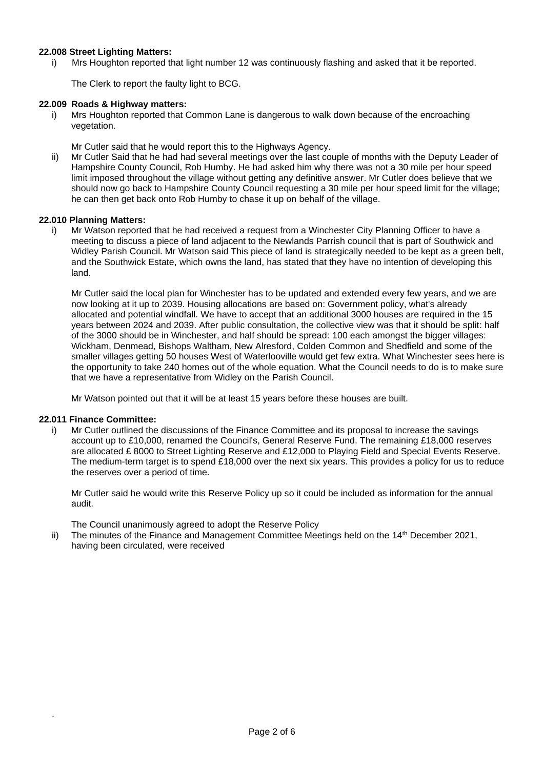**22.008 Street Lighting Matters:**

i) Mrs Houghton reported that light number 12 was continuously flashing and asked that it be reported.

The Clerk to report the faulty light to BCG.

**22.009 Roads & Highway matters:**

i) Mrs Houghton reported that Common Lane is dangerous to walk down because of the encroaching vegetation.

Mr Cutler said that he would report this to the Highways Agency.

ii) Mr Cutler Said that he had had several meetings over the last couple of months with the Deputy Leader of Hampshire County Council, Rob Humby. He had asked him why there was not a 30 mile per hour speed limit imposed throughout the village without getting any definitive answer. Mr Cutler does believe that we should now go back to Hampshire County Council requesting a 30 mile per hour speed limit for the village; he can then get back onto Rob Humby to chase it up on behalf of the village.

**22.010 Planning Matters:**

i) Mr Watson reported that he had received a request from a Winchester City Planning Officer to have a meeting to discuss a piece of land adjacent to the Newlands Parrish council that is part of Southwick and Widley Parish Council. Mr Watson said This piece of land is strategically needed to be kept as a green belt, and the Southwick Estate, which owns the land, has stated that they have no intention of developing this land.

Mr Cutler said the local plan for Winchester has to be updated and extended every few years, and we are now looking at it up to 2039. Housing allocations are based on: Government policy, what's already allocated and potential windfall. We have to accept that an additional 3000 houses are required in the 15 years between 2024 and 2039. After public consultation, the collective view was that it should be split: half of the 3000 should be in Winchester, and half should be spread: 100 each amongst the bigger villages: Wickham, Denmead, Bishops Waltham, New Alresford, Colden Common and Shedfield and some of the smaller villages getting 50 houses West of Waterlooville would get few extra. What Winchester sees here is the opportunity to take 240 homes out of the whole equation. What the Council needs to do is to make sure that we have a representative from Widley on the Parish Council.

Mr Watson pointed out that it will be at least 15 years before these houses are built.

**22.011 Finance Committee:**

i) Mr Cutler outlined the discussions of the Finance Committee and its proposal to increase the savings account up to £10,000, renamed the Council's, General Reserve Fund. The remaining £18,000 reserves are allocated £ 8000 to Street Lighting Reserve and £12,000 to Playing Field and Special Events Reserve. The medium-term target is to spend £18,000 over the next six years. This provides a policy for us to reduce the reserves over a period of time.

Mr Cutler said he would write this Reserve Policy up so it could be included as information for the annual audit.

The Council unanimously agreed to adopt the Reserve Policy

ii) The minutes of the Finance and Management Committee Meetings held on the 14th December 2021, having been circulated, were received

.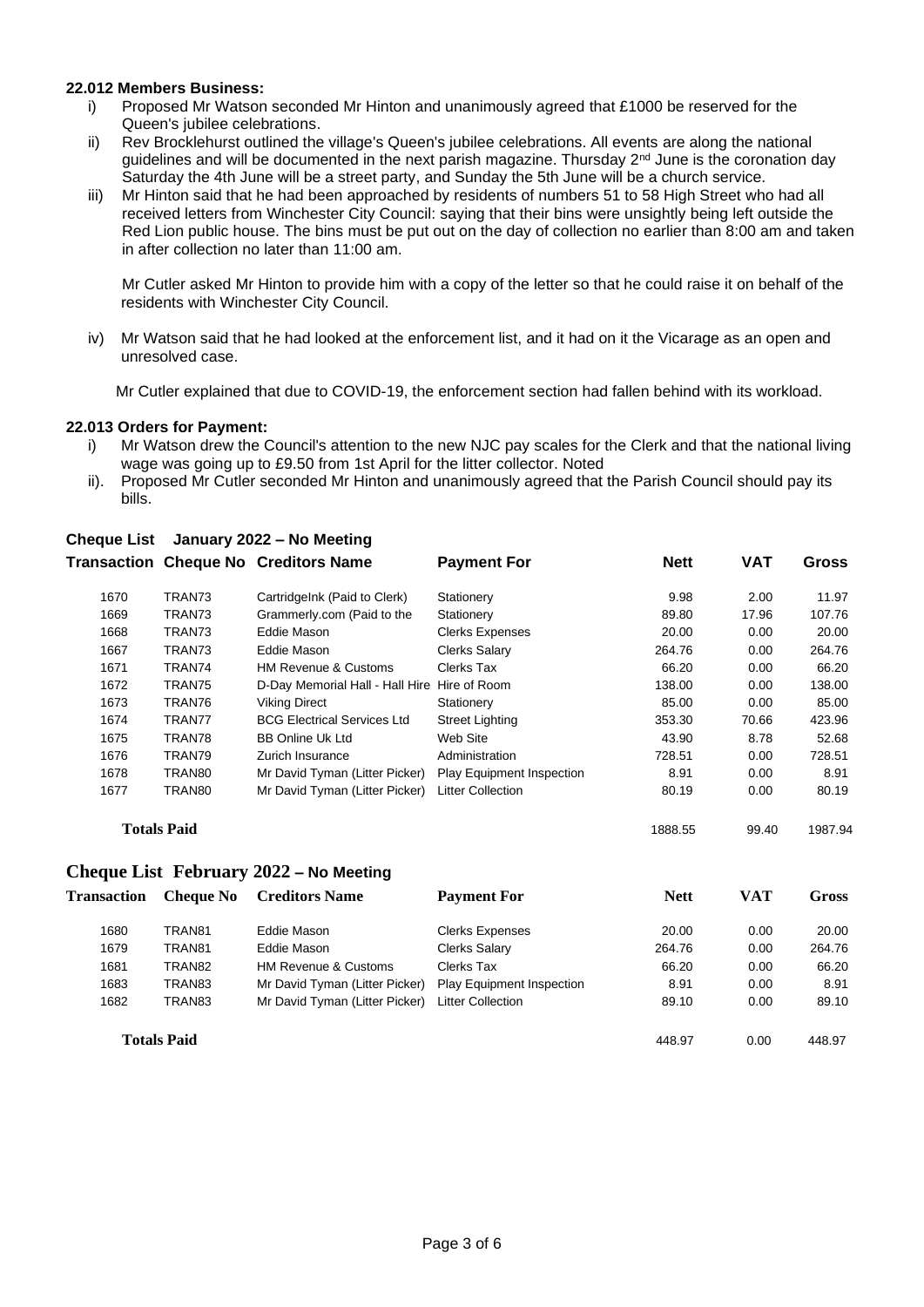**22.012 Members Business:**

i) Proposed Mr Watson seconded Mr Hinton and unanimously agreed that £1000 be reserved for the Queen's jubilee celebrations.

ii) Rev Brocklehurst outlined the village's Queen's jubilee celebrations. All events are along the national guidelines and will be documented in the next parish magazine. Thursday 2nd June is the coronation day Saturday the 4th June will be a street party, and Sunday the 5th June will be a church service.

iii) Mr Hinton said that he had been approached by residents of numbers 51 to 58 High Street who had all received letters from Winchester City Council: saying that their bins were unsightly being left outside the Red Lion public house. The bins must be put out on the day of collection no earlier than 8:00 am and taken in after collection no later than 11:00 am.

Mr Cutler asked Mr Hinton to provide him with a copy of the letter so that he could raise it on behalf of the residents with Winchester City Council.

iv) Mr Watson said that he had looked at the enforcement list, and it had on it the Vicarage as an open and unresolved case.

Mr Cutler explained that due to COVID-19, the enforcement section had fallen behind with its workload.

**22.013 Orders for Payment:**

i) Mr Watson drew the Council's attention to the new NJC pay scales for the Clerk and that the national living wage was going up to £9.50 from 1st April for the litter collector. Noted

ii). Proposed Mr Cutler seconded Mr Hinton and unanimously agreed that the Parish Council should pay its bills.

**Cheque List January 2022 – No Meeting**

| Transaction | Cheque No | Creditors Name | Payment For | Nett | VAT | Gross |
|---|---|---|---|---|---|---|
| 1670 | TRAN73 | CartridgeInk (Paid to Clerk) | Stationery | 9.98 | 2.00 | 11.97 |
| 1669 | TRAN73 | Grammerly.com (Paid to the | Stationery | 89.80 | 17.96 | 107.76 |
| 1668 | TRAN73 | Eddie Mason | Clerks Expenses | 20.00 | 0.00 | 20.00 |
| 1667 | TRAN73 | Eddie Mason | Clerks Salary | 264.76 | 0.00 | 264.76 |
| 1671 | TRAN74 | HM Revenue & Customs | Clerks Tax | 66.20 | 0.00 | 66.20 |
| 1672 | TRAN75 | D-Day Memorial Hall - Hall Hire | Hire of Room | 138.00 | 0.00 | 138.00 |
| 1673 | TRAN76 | Viking Direct | Stationery | 85.00 | 0.00 | 85.00 |
| 1674 | TRAN77 | BCG Electrical Services Ltd | Street Lighting | 353.30 | 70.66 | 423.96 |
| 1675 | TRAN78 | BB Online Uk Ltd | Web Site | 43.90 | 8.78 | 52.68 |
| 1676 | TRAN79 | Zurich Insurance | Administration | 728.51 | 0.00 | 728.51 |
| 1678 | TRAN80 | Mr David Tyman (Litter Picker) | Play Equipment Inspection | 8.91 | 0.00 | 8.91 |
| 1677 | TRAN80 | Mr David Tyman (Litter Picker) | Litter Collection | 80.19 | 0.00 | 80.19 |
| **Totals Paid** | | | | 1888.55 | 99.40 | 1987.94 |

**Cheque List February 2022 – No Meeting**

| Transaction | Cheque No | Creditors Name | Payment For | Nett | VAT | Gross |
|---|---|---|---|---|---|---|
| 1680 | TRAN81 | Eddie Mason | Clerks Expenses | 20.00 | 0.00 | 20.00 |
| 1679 | TRAN81 | Eddie Mason | Clerks Salary | 264.76 | 0.00 | 264.76 |
| 1681 | TRAN82 | HM Revenue & Customs | Clerks Tax | 66.20 | 0.00 | 66.20 |
| 1683 | TRAN83 | Mr David Tyman (Litter Picker) | Play Equipment Inspection | 8.91 | 0.00 | 8.91 |
| 1682 | TRAN83 | Mr David Tyman (Litter Picker) | Litter Collection | 89.10 | 0.00 | 89.10 |
| **Totals Paid** | | | | 448.97 | 0.00 | 448.97 |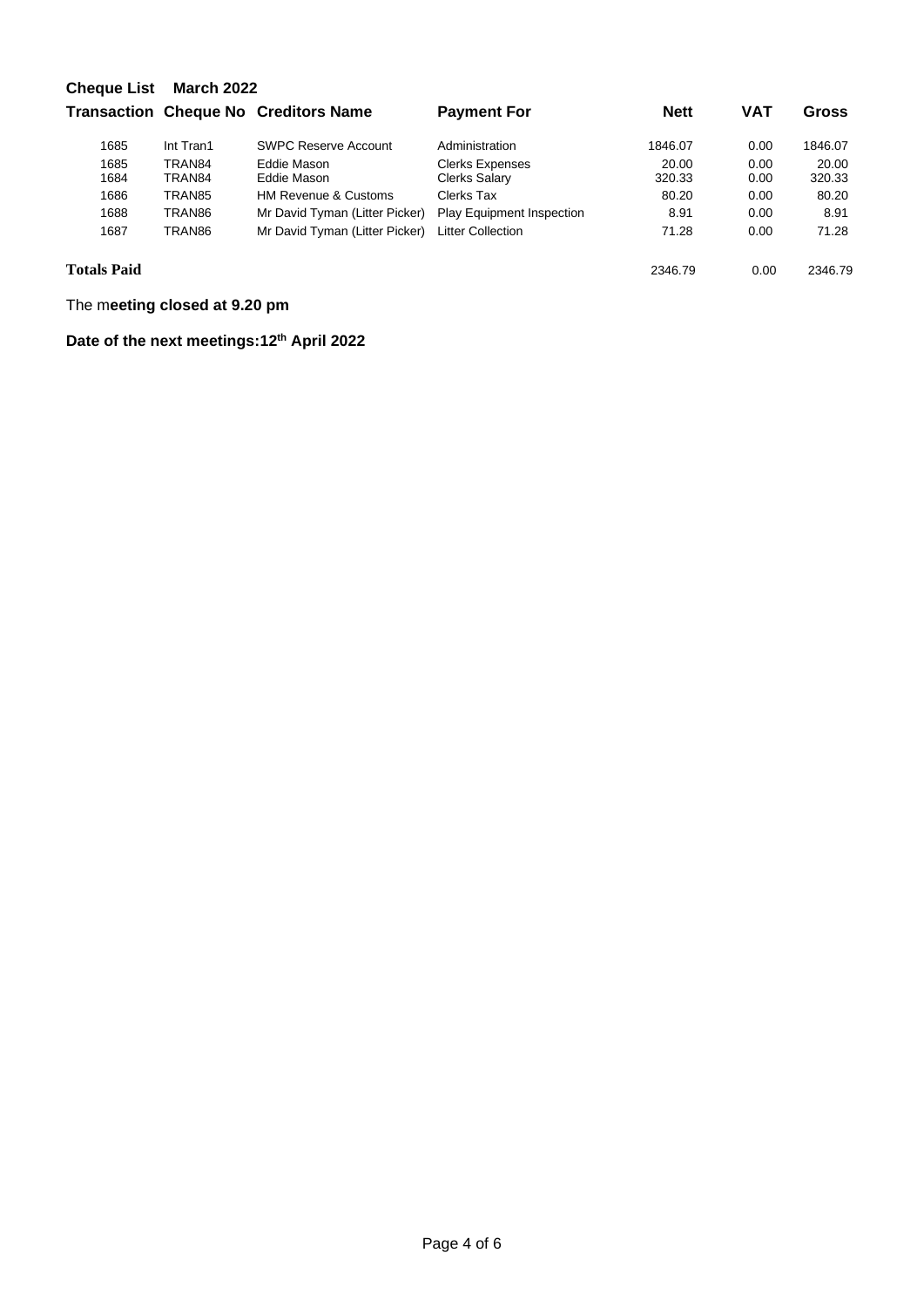**Cheque List March 2022**

| Transaction | Cheque No | Creditors Name | Payment For | Nett | VAT | Gross |
|---|---|---|---|---|---|---|
| 1685 | Int Tran1 | SWPC Reserve Account | Administration | 1846.07 | 0.00 | 1846.07 |
| 1685 | TRAN84 | Eddie Mason | Clerks Expenses | 20.00 | 0.00 | 20.00 |
| 1684 | TRAN84 | Eddie Mason | Clerks Salary | 320.33 | 0.00 | 320.33 |
| 1686 | TRAN85 | HM Revenue & Customs | Clerks Tax | 80.20 | 0.00 | 80.20 |
| 1688 | TRAN86 | Mr David Tyman (Litter Picker) | Play Equipment Inspection | 8.91 | 0.00 | 8.91 |
| 1687 | TRAN86 | Mr David Tyman (Litter Picker) | Litter Collection | 71.28 | 0.00 | 71.28 |
| **Totals Paid** | | | | 2346.79 | 0.00 | 2346.79 |

The m**eeting closed at 9.20 pm**

**Date of the next meetings:12th April 2022**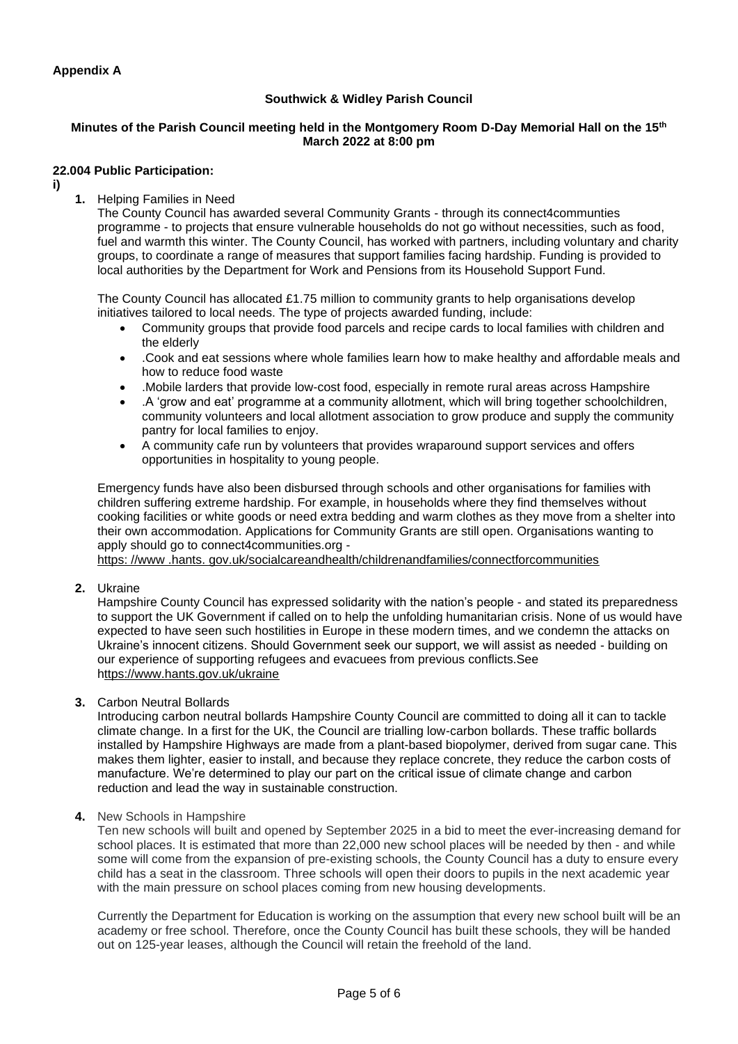**Appendix A**

**Southwick & Widley Parish Council**

**Minutes of the Parish Council meeting held in the Montgomery Room D-Day Memorial Hall on the 15th March 2022 at 8:00 pm**

**22.004 Public Participation:**

**i)**

1. Helping Families in Need

   The County Council has awarded several Community Grants - through its connect4communties programme - to projects that ensure vulnerable households do not go without necessities, such as food, fuel and warmth this winter. The County Council, has worked with partners, including voluntary and charity groups, to coordinate a range of measures that support families facing hardship. Funding is provided to local authorities by the Department for Work and Pensions from its Household Support Fund.

   The County Council has allocated £1.75 million to community grants to help organisations develop initiatives tailored to local needs. The type of projects awarded funding, include:

   - Community groups that provide food parcels and recipe cards to local families with children and the elderly
   - .Cook and eat sessions where whole families learn how to make healthy and affordable meals and how to reduce food waste
   - .Mobile larders that provide low-cost food, especially in remote rural areas across Hampshire
   - .A 'grow and eat' programme at a community allotment, which will bring together schoolchildren, community volunteers and local allotment association to grow produce and supply the community pantry for local families to enjoy.
   - A community cafe run by volunteers that provides wraparound support services and offers opportunities in hospitality to young people.

   Emergency funds have also been disbursed through schools and other organisations for families with children suffering extreme hardship. For example, in households where they find themselves without cooking facilities or white goods or need extra bedding and warm clothes as they move from a shelter into their own accommodation. Applications for Community Grants are still open. Organisations wanting to apply should go to connect4communities.org - https: //www .hants. gov.uk/socialcareandhealth/childrenandfamilies/connectforcommunities

2. Ukraine

   Hampshire County Council has expressed solidarity with the nation's people - and stated its preparedness to support the UK Government if called on to help the unfolding humanitarian crisis. None of us would have expected to have seen such hostilities in Europe in these modern times, and we condemn the attacks on Ukraine's innocent citizens. Should Government seek our support, we will assist as needed - building on our experience of supporting refugees and evacuees from previous conflicts.See https://www.hants.gov.uk/ukraine

3. Carbon Neutral Bollards

   Introducing carbon neutral bollards Hampshire County Council are committed to doing all it can to tackle climate change. In a first for the UK, the Council are trialling low-carbon bollards. These traffic bollards installed by Hampshire Highways are made from a plant-based biopolymer, derived from sugar cane. This makes them lighter, easier to install, and because they replace concrete, they reduce the carbon costs of manufacture. We're determined to play our part on the critical issue of climate change and carbon reduction and lead the way in sustainable construction.

4. New Schools in Hampshire

   Ten new schools will built and opened by September 2025 in a bid to meet the ever-increasing demand for school places. It is estimated that more than 22,000 new school places will be needed by then - and while some will come from the expansion of pre-existing schools, the County Council has a duty to ensure every child has a seat in the classroom. Three schools will open their doors to pupils in the next academic year with the main pressure on school places coming from new housing developments.

   Currently the Department for Education is working on the assumption that every new school built will be an academy or free school. Therefore, once the County Council has built these schools, they will be handed out on 125-year leases, although the Council will retain the freehold of the land.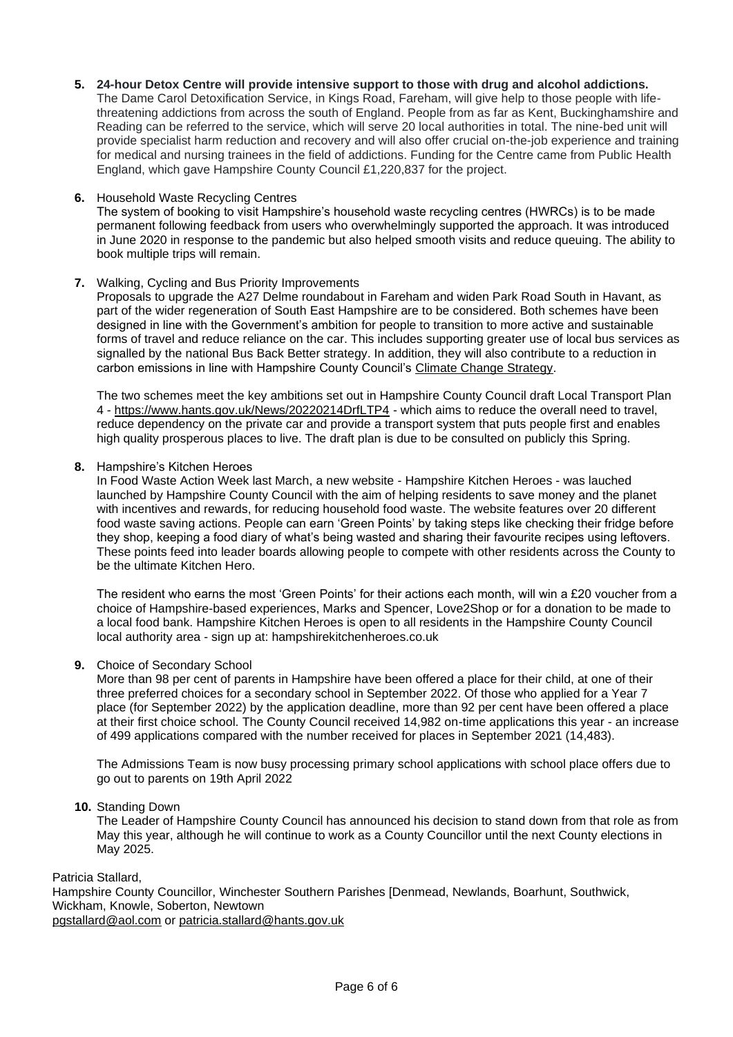5. **24-hour Detox Centre will provide intensive support to those with drug and alcohol addictions.**
The Dame Carol Detoxification Service, in Kings Road, Fareham, will give help to those people with life-threatening addictions from across the south of England. People from as far as Kent, Buckinghamshire and Reading can be referred to the service, which will serve 20 local authorities in total. The nine-bed unit will provide specialist harm reduction and recovery and will also offer crucial on-the-job experience and training for medical and nursing trainees in the field of addictions. Funding for the Centre came from Public Health England, which gave Hampshire County Council £1,220,837 for the project.

6. Household Waste Recycling Centres
The system of booking to visit Hampshire's household waste recycling centres (HWRCs) is to be made permanent following feedback from users who overwhelmingly supported the approach. It was introduced in June 2020 in response to the pandemic but also helped smooth visits and reduce queuing. The ability to book multiple trips will remain.

7. Walking, Cycling and Bus Priority Improvements
Proposals to upgrade the A27 Delme roundabout in Fareham and widen Park Road South in Havant, as part of the wider regeneration of South East Hampshire are to be considered. Both schemes have been designed in line with the Government's ambition for people to transition to more active and sustainable forms of travel and reduce reliance on the car. This includes supporting greater use of local bus services as signalled by the national Bus Back Better strategy. In addition, they will also contribute to a reduction in carbon emissions in line with Hampshire County Council's Climate Change Strategy.

The two schemes meet the key ambitions set out in Hampshire County Council draft Local Transport Plan 4 - https://www.hants.gov.uk/News/20220214DrfLTP4 - which aims to reduce the overall need to travel, reduce dependency on the private car and provide a transport system that puts people first and enables high quality prosperous places to live. The draft plan is due to be consulted on publicly this Spring.

8. Hampshire's Kitchen Heroes
In Food Waste Action Week last March, a new website - Hampshire Kitchen Heroes - was lauched launched by Hampshire County Council with the aim of helping residents to save money and the planet with incentives and rewards, for reducing household food waste. The website features over 20 different food waste saving actions. People can earn 'Green Points' by taking steps like checking their fridge before they shop, keeping a food diary of what's being wasted and sharing their favourite recipes using leftovers. These points feed into leader boards allowing people to compete with other residents across the County to be the ultimate Kitchen Hero.

The resident who earns the most 'Green Points' for their actions each month, will win a £20 voucher from a choice of Hampshire-based experiences, Marks and Spencer, Love2Shop or for a donation to be made to a local food bank. Hampshire Kitchen Heroes is open to all residents in the Hampshire County Council local authority area - sign up at: hampshirekitchenheroes.co.uk

9. Choice of Secondary School
More than 98 per cent of parents in Hampshire have been offered a place for their child, at one of their three preferred choices for a secondary school in September 2022. Of those who applied for a Year 7 place (for September 2022) by the application deadline, more than 92 per cent have been offered a place at their first choice school. The County Council received 14,982 on-time applications this year - an increase of 499 applications compared with the number received for places in September 2021 (14,483).

The Admissions Team is now busy processing primary school applications with school place offers due to go out to parents on 19th April 2022

10. Standing Down
The Leader of Hampshire County Council has announced his decision to stand down from that role as from May this year, although he will continue to work as a County Councillor until the next County elections in May 2025.

Patricia Stallard,
Hampshire County Councillor, Winchester Southern Parishes [Denmead, Newlands, Boarhunt, Southwick, Wickham, Knowle, Soberton, Newtown
pgstallard@aol.com or patricia.stallard@hants.gov.uk